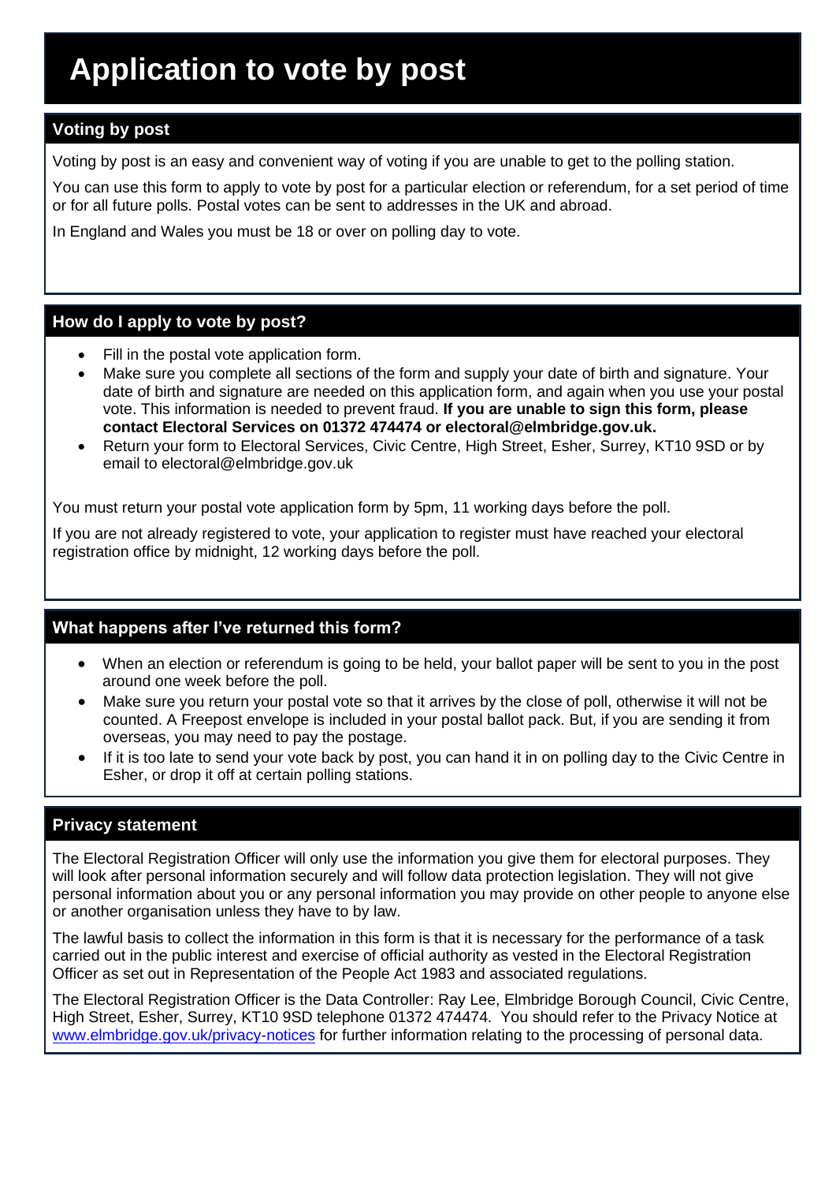# Application to vote by post

## Voting by post

Voting by post is an easy and convenient way of voting if you are unable to get to the polling station.

You can use this form to apply to vote by post for a particular election or referendum, for a set period of time or for all future polls. Postal votes can be sent to addresses in the UK and abroad.

In England and Wales you must be 18 or over on polling day to vote.

## How do I apply to vote by post?

- Fill in the postal vote application form.
- Make sure you complete all sections of the form and supply your date of birth and signature. Your date of birth and signature are needed on this application form, and again when you use your postal vote. This information is needed to prevent fraud. **If you are unable to sign this form, please contact Electoral Services on 01372 474474 or electoral@elmbridge.gov.uk.**
- Return your form to Electoral Services, Civic Centre, High Street, Esher, Surrey, KT10 9SD or by email to electoral@elmbridge.gov.uk

You must return your postal vote application form by 5pm, 11 working days before the poll.

If you are not already registered to vote, your application to register must have reached your electoral registration office by midnight, 12 working days before the poll.

## What happens after I've returned this form?

- When an election or referendum is going to be held, your ballot paper will be sent to you in the post around one week before the poll.
- Make sure you return your postal vote so that it arrives by the close of poll, otherwise it will not be counted. A Freepost envelope is included in your postal ballot pack. But, if you are sending it from overseas, you may need to pay the postage.
- If it is too late to send your vote back by post, you can hand it in on polling day to the Civic Centre in Esher, or drop it off at certain polling stations.

## Privacy statement

The Electoral Registration Officer will only use the information you give them for electoral purposes. They will look after personal information securely and will follow data protection legislation. They will not give personal information about you or any personal information you may provide on other people to anyone else or another organisation unless they have to by law.

The lawful basis to collect the information in this form is that it is necessary for the performance of a task carried out in the public interest and exercise of official authority as vested in the Electoral Registration Officer as set out in Representation of the People Act 1983 and associated regulations.

The Electoral Registration Officer is the Data Controller: Ray Lee, Elmbridge Borough Council, Civic Centre, High Street, Esher, Surrey, KT10 9SD telephone 01372 474474. You should refer to the Privacy Notice at [www.elmbridge.gov.uk/privacy-notices](http://www.elmbridge.gov.uk/privacy-notices) for further information relating to the processing of personal data.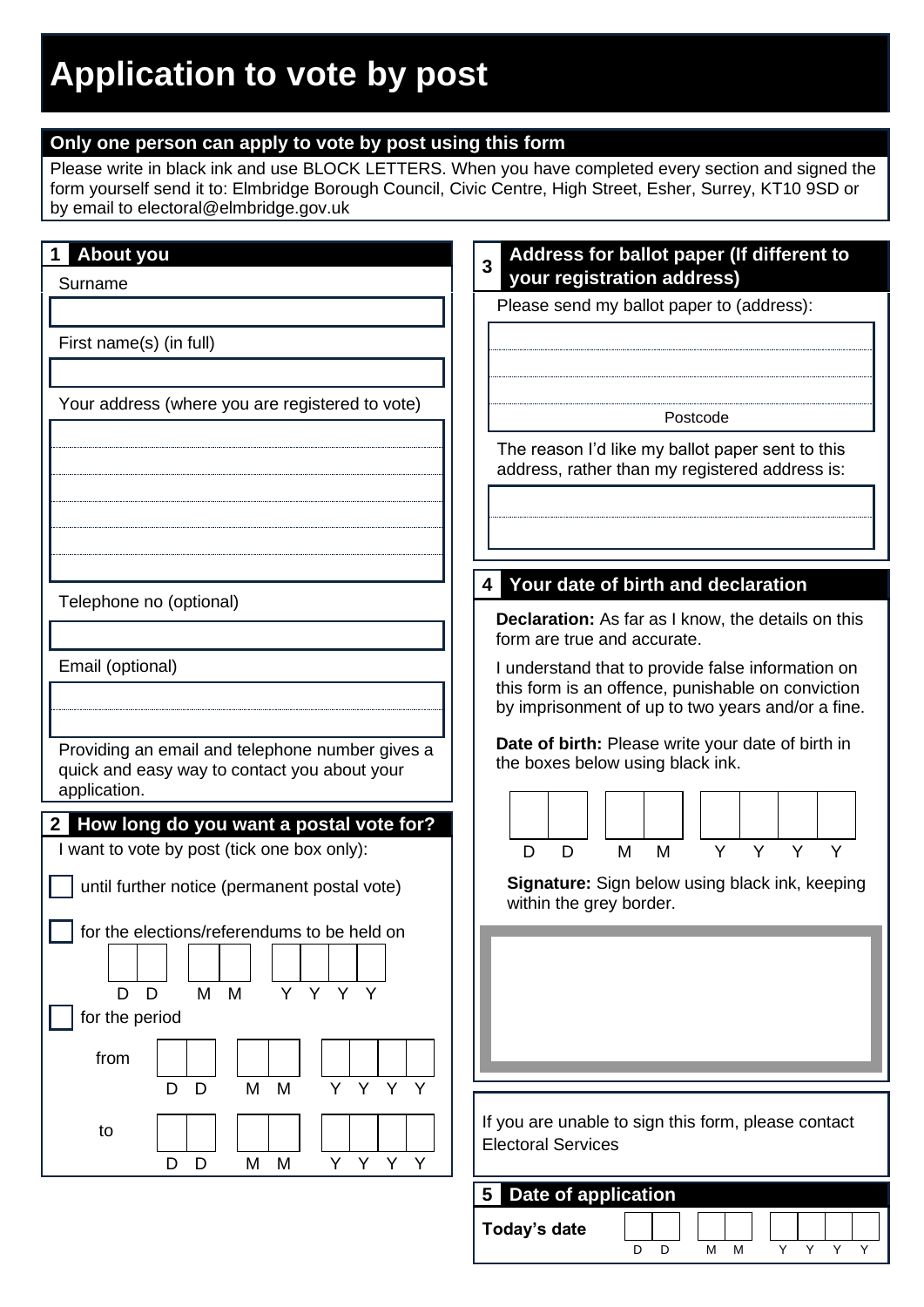# Application to vote by post

## Only one person can apply to vote by post using this form

Please write in black ink and use BLOCK LETTERS. When you have completed every section and signed the form yourself send it to: Elmbridge Borough Council, Civic Centre, High Street, Esher, Surrey, KT10 9SD or by email to electoral@elmbridge.gov.uk

## 1 About you

Surname

First name(s) (in full)

Your address (where you are registered to vote)

Telephone no (optional)

Email (optional)

Providing an email and telephone number gives a quick and easy way to contact you about your application.

## 2 How long do you want a postal vote for?

I want to vote by post (tick one box only):

☐ until further notice (permanent postal vote)

☐ for the elections/referendums to be held on

D D M M Y Y Y Y

☐ for the period

from D D M M Y Y Y Y

to D D M M Y Y Y Y

## 3 Address for ballot paper (If different to your registration address)

Please send my ballot paper to (address):

Postcode

The reason I'd like my ballot paper sent to this address, rather than my registered address is:

## 4 Your date of birth and declaration

**Declaration:** As far as I know, the details on this form are true and accurate.

I understand that to provide false information on this form is an offence, punishable on conviction by imprisonment of up to two years and/or a fine.

**Date of birth:** Please write your date of birth in the boxes below using black ink.

D D M M Y Y Y Y

**Signature:** Sign below using black ink, keeping within the grey border.

If you are unable to sign this form, please contact Electoral Services

## 5 Date of application

**Today's date** D D M M Y Y Y Y